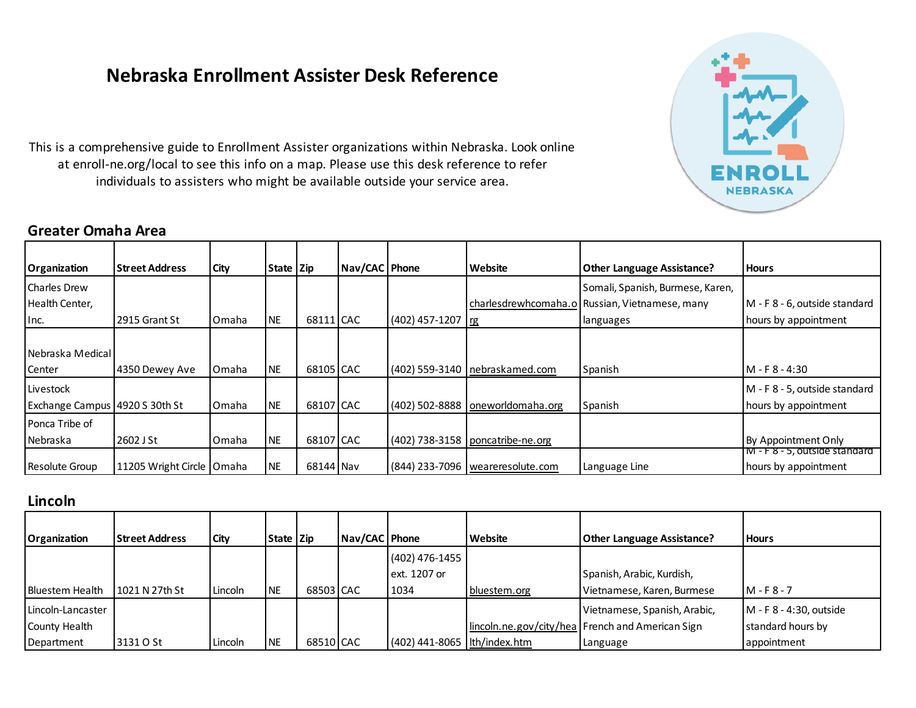# Nebraska Enrollment Assister Desk Reference

This is a comprehensive guide to Enrollment Assister organizations within Nebraska. Look online at enroll-ne.org/local to see this info on a map. Please use this desk reference to refer individuals to assisters who might be available outside your service area.

## Greater Omaha Area

| Organization | Street Address | City | State | Zip | Nav/CAC | Phone | Website | Other Language Assistance? | Hours |
|---|---|---|---|---|---|---|---|---|---|
| Charles Drew Health Center, Inc. | 2915 Grant St | Omaha | NE | 68111 | CAC | (402) 457-1207 | charlesdrewhcomaha.org | Somali, Spanish, Burmese, Karen, Russian, Vietnamese, many languages | M - F 8 - 6, outside standard hours by appointment |
| Nebraska Medical Center | 4350 Dewey Ave | Omaha | NE | 68105 | CAC | (402) 559-3140 | nebraskamed.com | Spanish | M - F 8 - 4:30 |
| Livestock Exchange Campus | 4920 S 30th St | Omaha | NE | 68107 | CAC | (402) 502-8888 | oneworldomaha.org | Spanish | M - F 8 - 5, outside standard hours by appointment |
| Ponca Tribe of Nebraska | 2602 J St | Omaha | NE | 68107 | CAC | (402) 738-3158 | poncatribe-ne.org | | By Appointment Only |
| Resolute Group | 11205 Wright Circle | Omaha | NE | 68144 | Nav | (844) 233-7096 | weareresolute.com | Language Line | M - F 8 - 5, outside standard hours by appointment |

## Lincoln

| Organization | Street Address | City | State | Zip | Nav/CAC | Phone | Website | Other Language Assistance? | Hours |
|---|---|---|---|---|---|---|---|---|---|
| Bluestem Health | 1021 N 27th St | Lincoln | NE | 68503 | CAC | (402) 476-1455 ext. 1207 or 1034 | bluestem.org | Spanish, Arabic, Kurdish, Vietnamese, Karen, Burmese | M - F 8 - 7 |
| Lincoln-Lancaster County Health Department | 3131 O St | Lincoln | NE | 68510 | CAC | (402) 441-8065 | lincoln.ne.gov/city/health/index.htm | Vietnamese, Spanish, Arabic, French and American Sign Language | M - F 8 - 4:30, outside standard hours by appointment |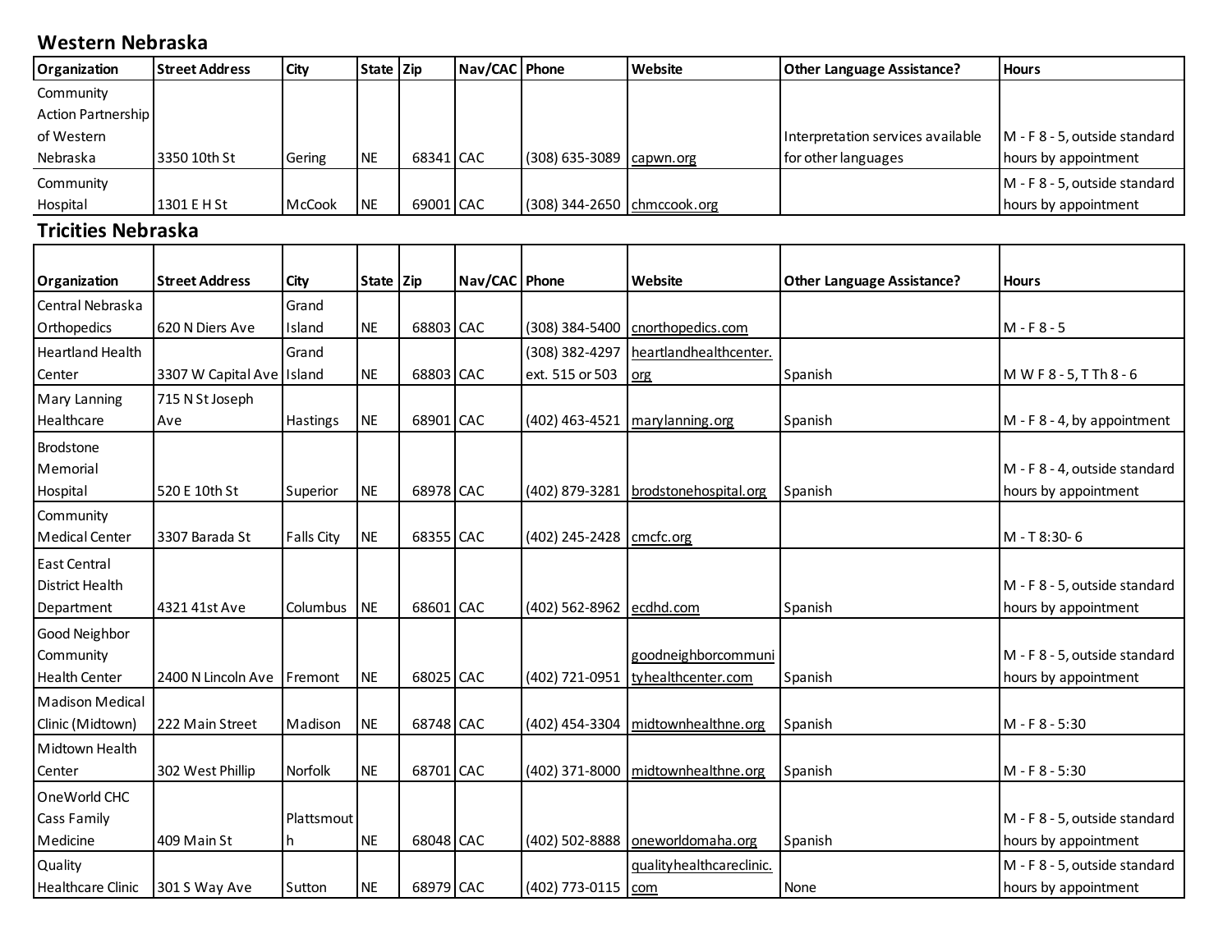## Western Nebraska

| Organization | Street Address | City | State | Zip | Nav/CAC | Phone | Website | Other Language Assistance? | Hours |
|---|---|---|---|---|---|---|---|---|---|
| Community Action Partnership of Western Nebraska | 3350 10th St | Gering | NE | 68341 | CAC | (308) 635-3089 | capwn.org | Interpretation services available for other languages | M - F 8 - 5, outside standard hours by appointment |
| Community Hospital | 1301 E H St | McCook | NE | 69001 | CAC | (308) 344-2650 | chmccook.org | | M - F 8 - 5, outside standard hours by appointment |

## Tricities Nebraska

| Organization | Street Address | City | State | Zip | Nav/CAC | Phone | Website | Other Language Assistance? | Hours |
|---|---|---|---|---|---|---|---|---|---|
| Central Nebraska Orthopedics | 620 N Diers Ave | Grand Island | NE | 68803 | CAC | (308) 384-5400 | cnorthopedics.com | | M - F 8 - 5 |
| Heartland Health Center | 3307 W Capital Ave | Grand Island | NE | 68803 | CAC | (308) 382-4297 ext. 515 or 503 | heartlandhealthcenter.org | Spanish | M W F 8 - 5, T Th 8 - 6 |
| Mary Lanning Healthcare | 715 N St Joseph Ave | Hastings | NE | 68901 | CAC | (402) 463-4521 | marylanning.org | Spanish | M - F 8 - 4, by appointment |
| Brodstone Memorial Hospital | 520 E 10th St | Superior | NE | 68978 | CAC | (402) 879-3281 | brodstonehospital.org | Spanish | M - F 8 - 4, outside standard hours by appointment |
| Community Medical Center | 3307 Barada St | Falls City | NE | 68355 | CAC | (402) 245-2428 | cmcfc.org | | M - T 8:30- 6 |
| East Central District Health Department | 4321 41st Ave | Columbus | NE | 68601 | CAC | (402) 562-8962 | ecdhd.com | Spanish | M - F 8 - 5, outside standard hours by appointment |
| Good Neighbor Community Health Center | 2400 N Lincoln Ave | Fremont | NE | 68025 | CAC | (402) 721-0951 | goodneighborcommunityhealthcenter.com | Spanish | M - F 8 - 5, outside standard hours by appointment |
| Madison Medical Clinic (Midtown) | 222 Main Street | Madison | NE | 68748 | CAC | (402) 454-3304 | midtownhealthne.org | Spanish | M - F 8 - 5:30 |
| Midtown Health Center | 302 West Phillip | Norfolk | NE | 68701 | CAC | (402) 371-8000 | midtownhealthne.org | Spanish | M - F 8 - 5:30 |
| OneWorld CHC Cass Family Medicine | 409 Main St | Plattsmouth | NE | 68048 | CAC | (402) 502-8888 | oneworldomaha.org | Spanish | M - F 8 - 5, outside standard hours by appointment |
| Quality Healthcare Clinic | 301 S Way Ave | Sutton | NE | 68979 | CAC | (402) 773-0115 | qualityhealthcareclinic.com | None | M - F 8 - 5, outside standard hours by appointment |